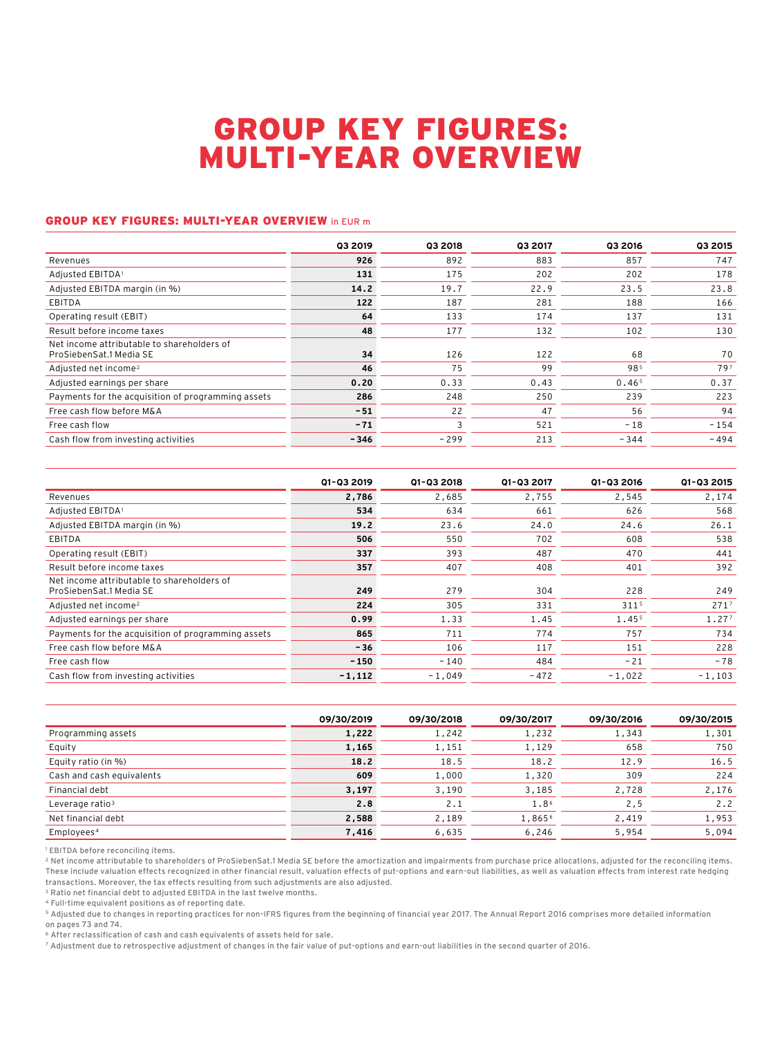# GROUP KEY FIGURES: MULTI-YEAR OVERVIEW

## GROUP KEY FIGURES: MULTI-YEAR OVERVIEW in EUR m

| | Q3 2019 | Q3 2018 | Q3 2017 | Q3 2016 | Q3 2015 |
|---|---|---|---|---|---|
| Revenues | **926** | 892 | 883 | 857 | 747 |
| Adjusted EBITDA[1] | **131** | 175 | 202 | 202 | 178 |
| Adjusted EBITDA margin (in %) | **14.2** | 19.7 | 22.9 | 23.5 | 23.8 |
| EBITDA | **122** | 187 | 281 | 188 | 166 |
| Operating result (EBIT) | **64** | 133 | 174 | 137 | 131 |
| Result before income taxes | **48** | 177 | 132 | 102 | 130 |
| Net income attributable to shareholders of ProSiebenSat.1 Media SE | **34** | 126 | 122 | 68 | 70 |
| Adjusted net income[2] | **46** | 75 | 99 | 98[5] | 79[7] |
| Adjusted earnings per share | **0.20** | 0.33 | 0.43 | 0.46[5] | 0.37 |
| Payments for the acquisition of programming assets | **286** | 248 | 250 | 239 | 223 |
| Free cash flow before M&A | **-51** | 22 | 47 | 56 | 94 |
| Free cash flow | **-71** | 3 | 521 | -18 | -154 |
| Cash flow from investing activities | **-346** | -299 | 213 | -344 | -494 |

| | Q1-Q3 2019 | Q1-Q3 2018 | Q1-Q3 2017 | Q1-Q3 2016 | Q1-Q3 2015 |
|---|---|---|---|---|---|
| Revenues | **2,786** | 2,685 | 2,755 | 2,545 | 2,174 |
| Adjusted EBITDA[1] | **534** | 634 | 661 | 626 | 568 |
| Adjusted EBITDA margin (in %) | **19.2** | 23.6 | 24.0 | 24.6 | 26.1 |
| EBITDA | **506** | 550 | 702 | 608 | 538 |
| Operating result (EBIT) | **337** | 393 | 487 | 470 | 441 |
| Result before income taxes | **357** | 407 | 408 | 401 | 392 |
| Net income attributable to shareholders of ProSiebenSat.1 Media SE | **249** | 279 | 304 | 228 | 249 |
| Adjusted net income[2] | **224** | 305 | 331 | 311[5] | 271[7] |
| Adjusted earnings per share | **0.99** | 1.33 | 1.45 | 1.45[5] | 1.27[7] |
| Payments for the acquisition of programming assets | **865** | 711 | 774 | 757 | 734 |
| Free cash flow before M&A | **-36** | 106 | 117 | 151 | 228 |
| Free cash flow | **-150** | -140 | 484 | -21 | -78 |
| Cash flow from investing activities | **-1,112** | -1,049 | -472 | -1,022 | -1,103 |

| | 09/30/2019 | 09/30/2018 | 09/30/2017 | 09/30/2016 | 09/30/2015 |
|---|---|---|---|---|---|
| Programming assets | **1,222** | 1,242 | 1,232 | 1,343 | 1,301 |
| Equity | **1,165** | 1,151 | 1,129 | 658 | 750 |
| Equity ratio (in %) | **18.2** | 18.5 | 18.2 | 12.9 | 16.5 |
| Cash and cash equivalents | **609** | 1,000 | 1,320 | 309 | 224 |
| Financial debt | **3,197** | 3,190 | 3,185 | 2,728 | 2,176 |
| Leverage ratio[3] | **2.8** | 2.1 | 1.8[6] | 2,5 | 2.2 |
| Net financial debt | **2,588** | 2,189 | 1,865[6] | 2,419 | 1,953 |
| Employees[4] | **7,416** | 6,635 | 6,246 | 5,954 | 5,094 |

[1] EBITDA before reconciling items.
[2] Net income attributable to shareholders of ProSiebenSat.1 Media SE before the amortization and impairments from purchase price allocations, adjusted for the reconciling items. These include valuation effects recognized in other financial result, valuation effects of put-options and earn-out liabilities, as well as valuation effects from interest rate hedging transactions. Moreover, the tax effects resulting from such adjustments are also adjusted.
[3] Ratio net financial debt to adjusted EBITDA in the last twelve months.
[4] Full-time equivalent positions as of reporting date.
[5] Adjusted due to changes in reporting practices for non-IFRS figures from the beginning of financial year 2017. The Annual Report 2016 comprises more detailed information on pages 73 and 74.
[6] After reclassification of cash and cash equivalents of assets held for sale.
[7] Adjustment due to retrospective adjustment of changes in the fair value of put-options and earn-out liabilities in the second quarter of 2016.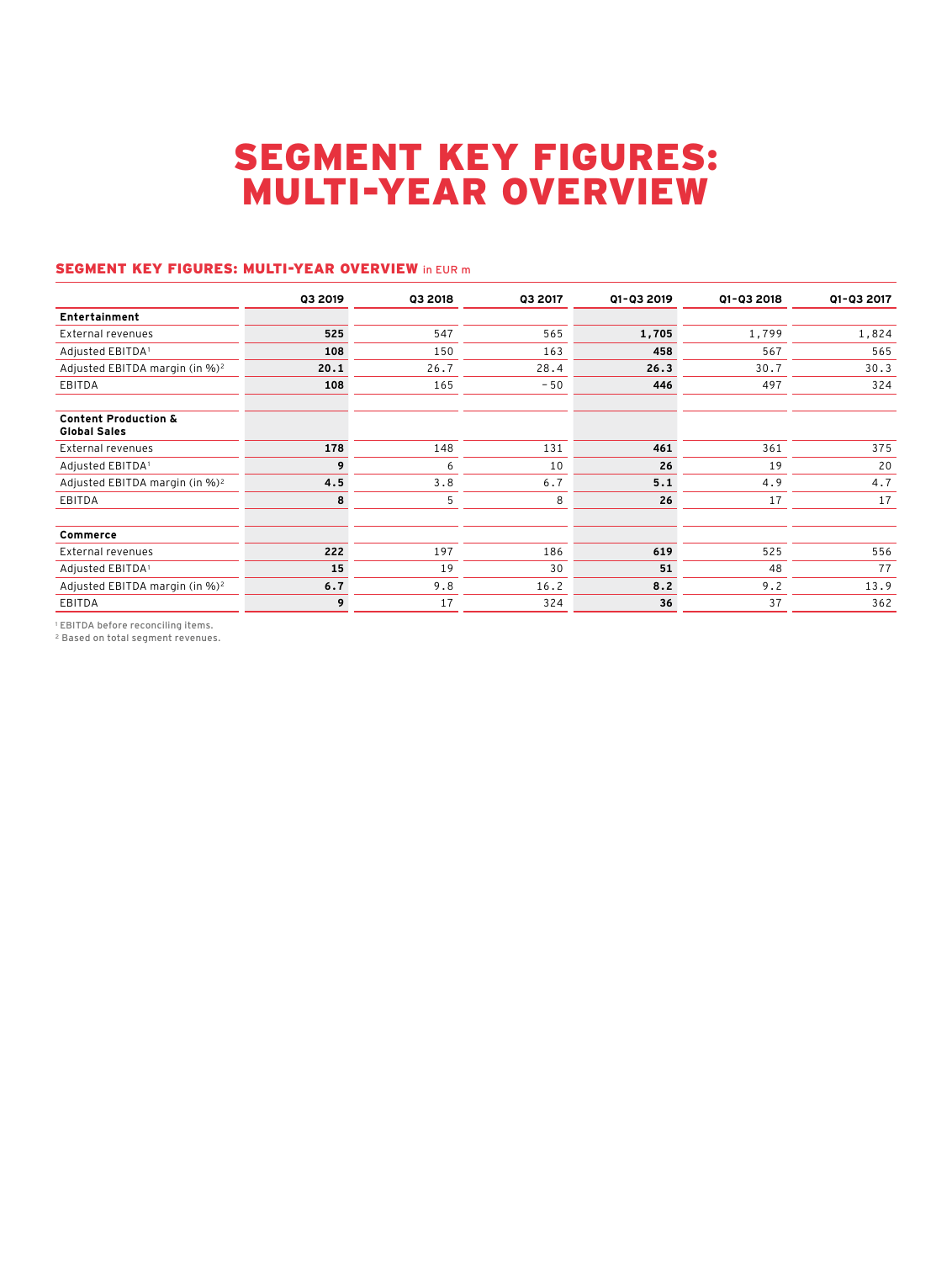# SEGMENT KEY FIGURES: MULTI-YEAR OVERVIEW

## SEGMENT KEY FIGURES: MULTI-YEAR OVERVIEW in EUR m

| | Q3 2019 | Q3 2018 | Q3 2017 | Q1-Q3 2019 | Q1-Q3 2018 | Q1-Q3 2017 |
|---|---|---|---|---|---|---|
| **Entertainment** | | | | | | |
| External revenues | **525** | 547 | 565 | **1,705** | 1,799 | 1,824 |
| Adjusted EBITDA[1] | **108** | 150 | 163 | **458** | 567 | 565 |
| Adjusted EBITDA margin (in %)[2] | **20.1** | 26.7 | 28.4 | **26.3** | 30.7 | 30.3 |
| EBITDA | **108** | 165 | -50 | **446** | 497 | 324 |
| | | | | | | |
| **Content Production & Global Sales** | | | | | | |
| External revenues | **178** | 148 | 131 | **461** | 361 | 375 |
| Adjusted EBITDA[1] | **9** | 6 | 10 | **26** | 19 | 20 |
| Adjusted EBITDA margin (in %)[2] | **4.5** | 3.8 | 6.7 | **5.1** | 4.9 | 4.7 |
| EBITDA | **8** | 5 | 8 | **26** | 17 | 17 |
| | | | | | | |
| **Commerce** | | | | | | |
| External revenues | **222** | 197 | 186 | **619** | 525 | 556 |
| Adjusted EBITDA[1] | **15** | 19 | 30 | **51** | 48 | 77 |
| Adjusted EBITDA margin (in %)[2] | **6.7** | 9.8 | 16.2 | **8.2** | 9.2 | 13.9 |
| EBITDA | **9** | 17 | 324 | **36** | 37 | 362 |

[1] EBITDA before reconciling items.
[2] Based on total segment revenues.